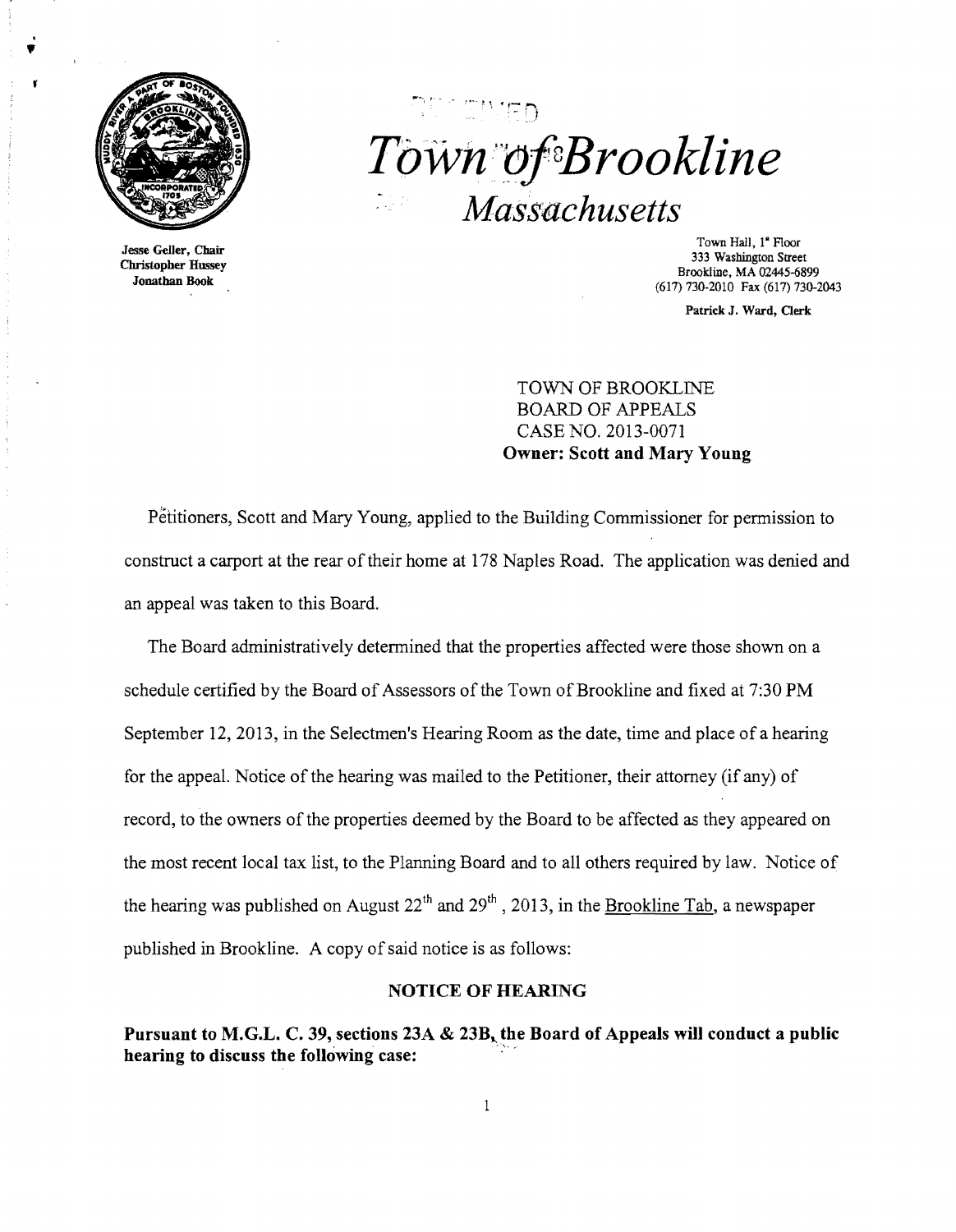# *Town of Brookline*

## *Massachusetts*

Jesse Geller, Chair
Christopher Hussey
Jonathan Book

Town Hall, 1st Floor
333 Washington Street
Brookline, MA 02445-6899
(617) 730-2010 Fax (617) 730-2043

Patrick J. Ward, Clerk

TOWN OF BROOKLINE
BOARD OF APPEALS
CASE NO. 2013-0071
**Owner: Scott and Mary Young**

Petitioners, Scott and Mary Young, applied to the Building Commissioner for permission to construct a carport at the rear of their home at 178 Naples Road. The application was denied and an appeal was taken to this Board.

The Board administratively determined that the properties affected were those shown on a schedule certified by the Board of Assessors of the Town of Brookline and fixed at 7:30 PM September 12, 2013, in the Selectmen's Hearing Room as the date, time and place of a hearing for the appeal. Notice of the hearing was mailed to the Petitioner, their attorney (if any) of record, to the owners of the properties deemed by the Board to be affected as they appeared on the most recent local tax list, to the Planning Board and to all others required by law. Notice of the hearing was published on August 22nd and 29th, 2013, in the Brookline Tab, a newspaper published in Brookline. A copy of said notice is as follows:

**NOTICE OF HEARING**

**Pursuant to M.G.L. C. 39, sections 23A & 23B, the Board of Appeals will conduct a public hearing to discuss the following case:**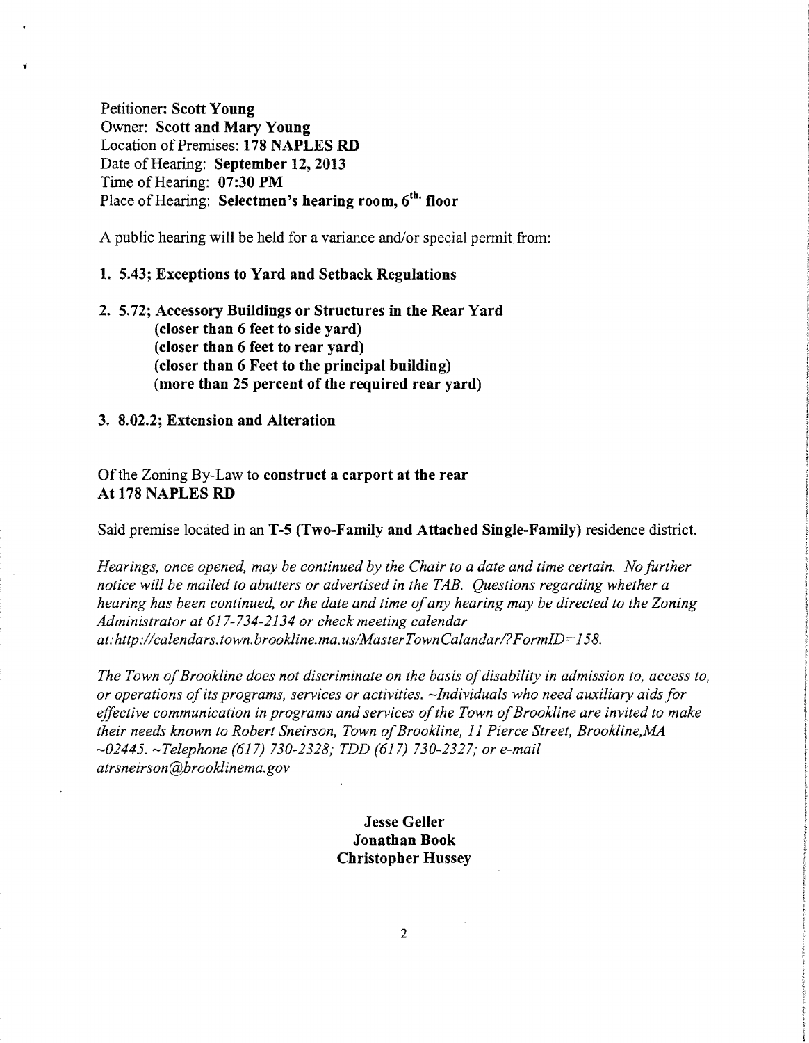Petitioner: **Scott Young**
Owner: **Scott and Mary Young**
Location of Premises: **178 NAPLES RD**
Date of Hearing: **September 12, 2013**
Time of Hearing: **07:30 PM**
Place of Hearing: **Selectmen's hearing room, 6th floor**

A public hearing will be held for a variance and/or special permit from:

1. **5.43; Exceptions to Yard and Setback Regulations**

2. **5.72; Accessory Buildings or Structures in the Rear Yard**
   **(closer than 6 feet to side yard)**
   **(closer than 6 feet to rear yard)**
   **(closer than 6 Feet to the principal building)**
   **(more than 25 percent of the required rear yard)**

3. **8.02.2; Extension and Alteration**

Of the Zoning By-Law to **construct a carport at the rear**
**At 178 NAPLES RD**

Said premise located in an **T-5 (Two-Family and Attached Single-Family)** residence district.

*Hearings, once opened, may be continued by the Chair to a date and time certain. No further notice will be mailed to abutters or advertised in the TAB. Questions regarding whether a hearing has been continued, or the date and time of any hearing may be directed to the Zoning Administrator at 617-734-2134 or check meeting calendar at:http://calendars.town.brookline.ma.us/MasterTownCalandar/?FormID=158.*

*The Town of Brookline does not discriminate on the basis of disability in admission to, access to, or operations of its programs, services or activities. ~Individuals who need auxiliary aids for effective communication in programs and services of the Town of Brookline are invited to make their needs known to Robert Sneirson, Town of Brookline, 11 Pierce Street, Brookline,MA ~02445. ~Telephone (617) 730-2328; TDD (617) 730-2327; or e-mail atrsneirson@brooklinema.gov*

**Jesse Geller**
**Jonathan Book**
**Christopher Hussey**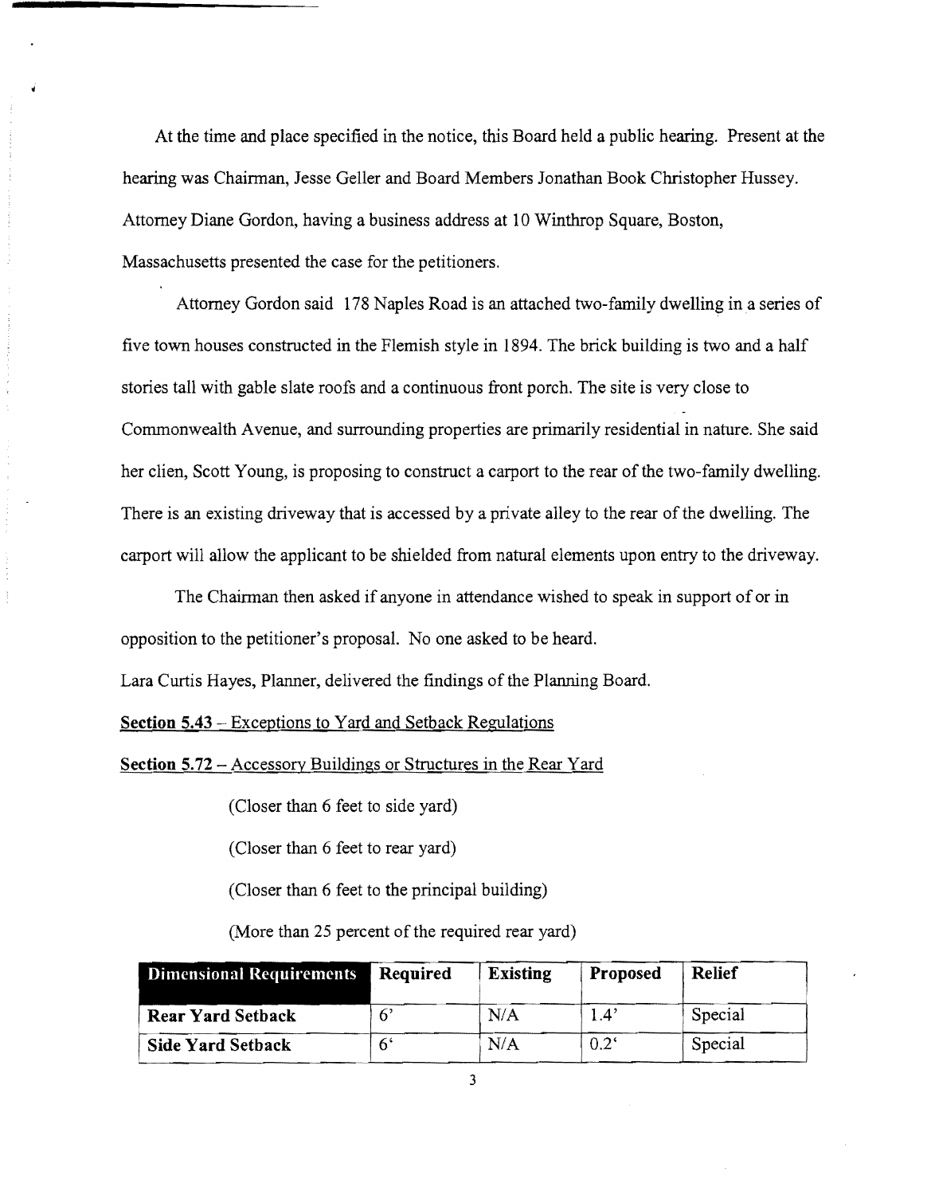At the time and place specified in the notice, this Board held a public hearing. Present at the hearing was Chairman, Jesse Geller and Board Members Jonathan Book Christopher Hussey. Attorney Diane Gordon, having a business address at 10 Winthrop Square, Boston, Massachusetts presented the case for the petitioners.

Attorney Gordon said 178 Naples Road is an attached two-family dwelling in a series of five town houses constructed in the Flemish style in 1894. The brick building is two and a half stories tall with gable slate roofs and a continuous front porch. The site is very close to Commonwealth Avenue, and surrounding properties are primarily residential in nature. She said her clien, Scott Young, is proposing to construct a carport to the rear of the two-family dwelling. There is an existing driveway that is accessed by a private alley to the rear of the dwelling. The carport will allow the applicant to be shielded from natural elements upon entry to the driveway.

The Chairman then asked if anyone in attendance wished to speak in support of or in opposition to the petitioner's proposal. No one asked to be heard.

Lara Curtis Hayes, Planner, delivered the findings of the Planning Board.

**Section 5.43** – Exceptions to Yard and Setback Regulations

**Section 5.72** – Accessory Buildings or Structures in the Rear Yard

(Closer than 6 feet to side yard)

(Closer than 6 feet to rear yard)

(Closer than 6 feet to the principal building)

(More than 25 percent of the required rear yard)

| Dimensional Requirements | Required | Existing | Proposed | Relief |
|---|---|---|---|---|
| Rear Yard Setback | 6' | N/A | 1.4' | Special |
| Side Yard Setback | 6' | N/A | 0.2' | Special |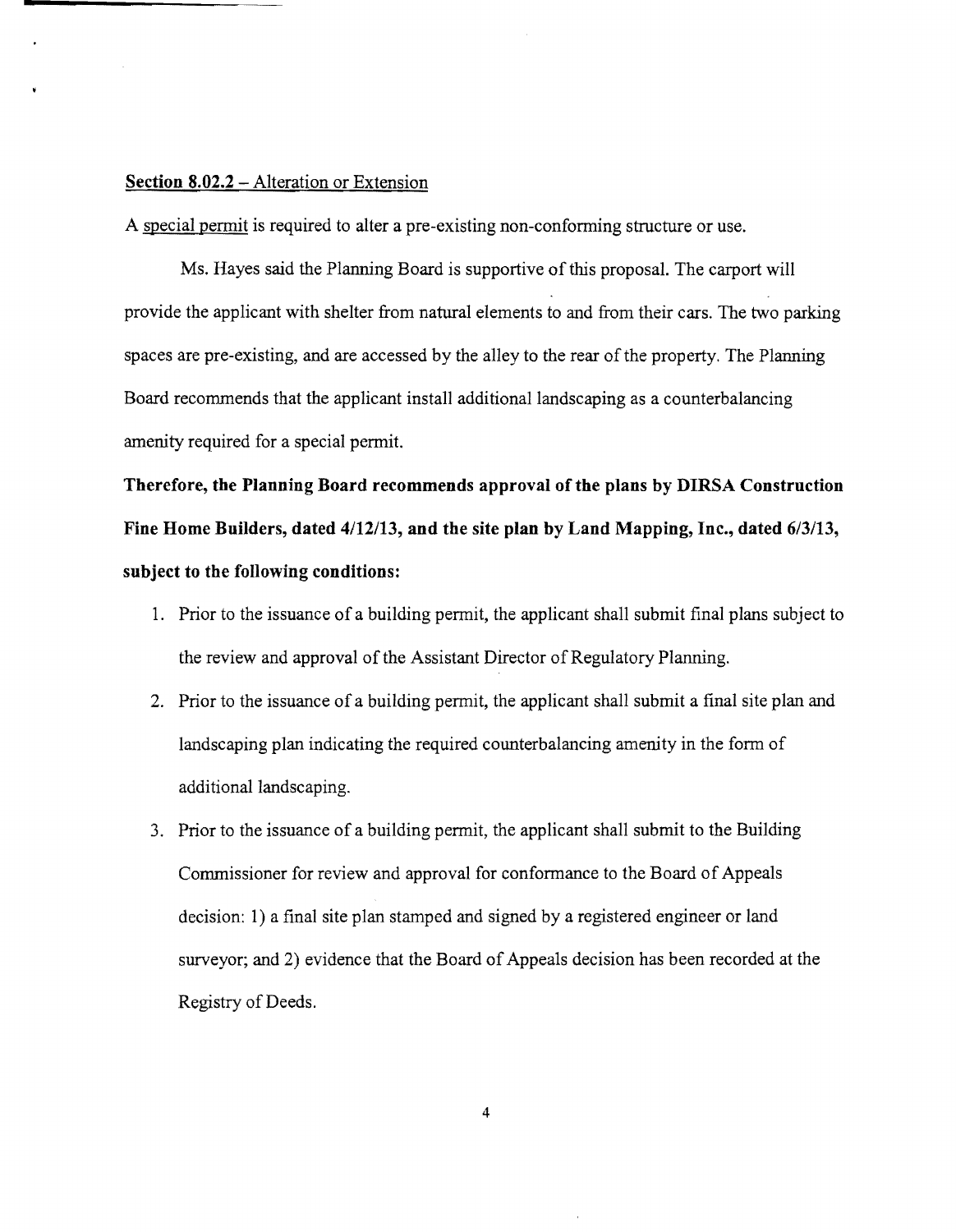**Section 8.02.2** – Alteration or Extension

A special permit is required to alter a pre-existing non-conforming structure or use.

Ms. Hayes said the Planning Board is supportive of this proposal. The carport will provide the applicant with shelter from natural elements to and from their cars. The two parking spaces are pre-existing, and are accessed by the alley to the rear of the property. The Planning Board recommends that the applicant install additional landscaping as a counterbalancing amenity required for a special permit.

**Therefore, the Planning Board recommends approval of the plans by DIRSA Construction Fine Home Builders, dated 4/12/13, and the site plan by Land Mapping, Inc., dated 6/3/13, subject to the following conditions:**

1. Prior to the issuance of a building permit, the applicant shall submit final plans subject to the review and approval of the Assistant Director of Regulatory Planning.
2. Prior to the issuance of a building permit, the applicant shall submit a final site plan and landscaping plan indicating the required counterbalancing amenity in the form of additional landscaping.
3. Prior to the issuance of a building permit, the applicant shall submit to the Building Commissioner for review and approval for conformance to the Board of Appeals decision: 1) a final site plan stamped and signed by a registered engineer or land surveyor; and 2) evidence that the Board of Appeals decision has been recorded at the Registry of Deeds.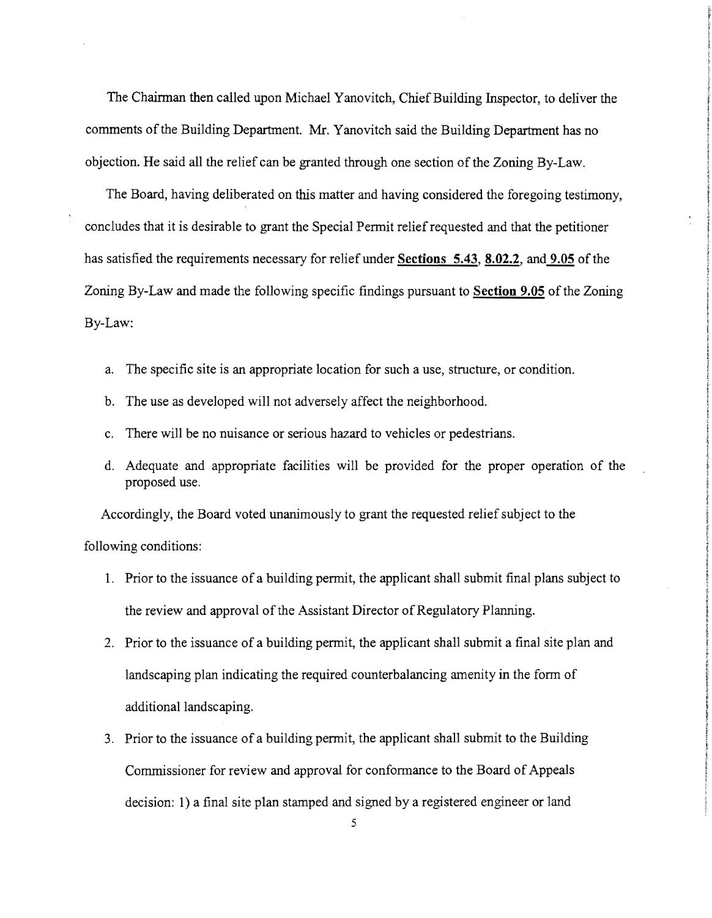The Chairman then called upon Michael Yanovitch, Chief Building Inspector, to deliver the comments of the Building Department. Mr. Yanovitch said the Building Department has no objection. He said all the relief can be granted through one section of the Zoning By-Law.

The Board, having deliberated on this matter and having considered the foregoing testimony, concludes that it is desirable to grant the Special Permit relief requested and that the petitioner has satisfied the requirements necessary for relief under **Sections 5.43**, **8.02.2**, and **9.05** of the Zoning By-Law and made the following specific findings pursuant to **Section 9.05** of the Zoning By-Law:

a. The specific site is an appropriate location for such a use, structure, or condition.

b. The use as developed will not adversely affect the neighborhood.

c. There will be no nuisance or serious hazard to vehicles or pedestrians.

d. Adequate and appropriate facilities will be provided for the proper operation of the proposed use.

Accordingly, the Board voted unanimously to grant the requested relief subject to the following conditions:

1. Prior to the issuance of a building permit, the applicant shall submit final plans subject to the review and approval of the Assistant Director of Regulatory Planning.

2. Prior to the issuance of a building permit, the applicant shall submit a final site plan and landscaping plan indicating the required counterbalancing amenity in the form of additional landscaping.

3. Prior to the issuance of a building permit, the applicant shall submit to the Building Commissioner for review and approval for conformance to the Board of Appeals decision: 1) a final site plan stamped and signed by a registered engineer or land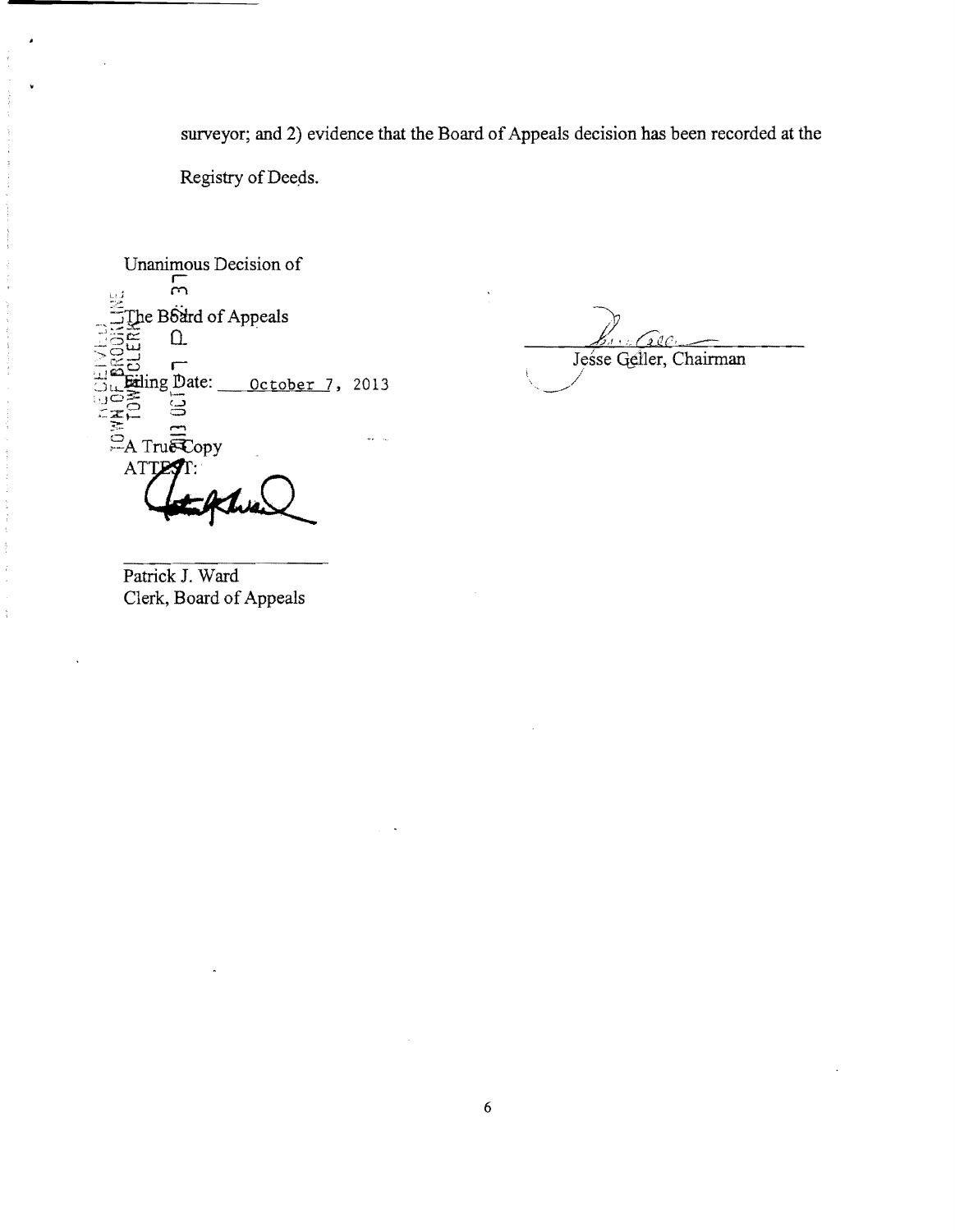surveyor; and 2) evidence that the Board of Appeals decision has been recorded at the Registry of Deeds.

Unanimous Decision of

The Board of Appeals

Filing Date: October 7, 2013

A True Copy

ATTEST:

Patrick J. Ward
Clerk, Board of Appeals

Jesse Geller, Chairman